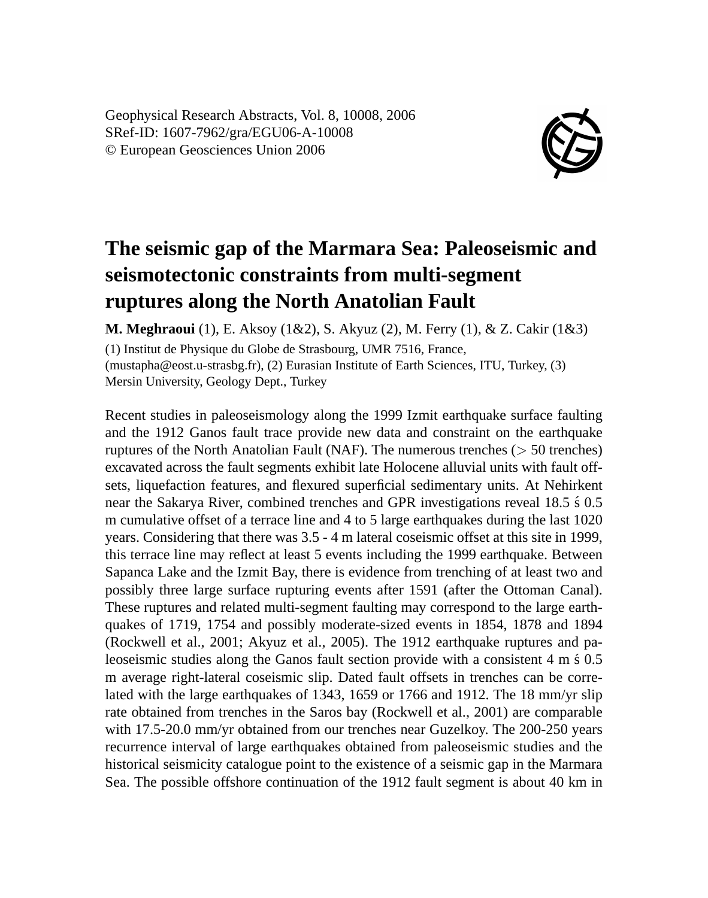Geophysical Research Abstracts, Vol. 8, 10008, 2006
SRef-ID: 1607-7962/gra/EGU06-A-10008
© European Geosciences Union 2006

# The seismic gap of the Marmara Sea: Paleoseismic and seismotectonic constraints from multi-segment ruptures along the North Anatolian Fault

**M. Meghraoui** (1), E. Aksoy (1&2), S. Akyuz (2), M. Ferry (1), & Z. Cakir (1&3)

(1) Institut de Physique du Globe de Strasbourg, UMR 7516, France, (mustapha@eost.u-strasbg.fr), (2) Eurasian Institute of Earth Sciences, ITU, Turkey, (3) Mersin University, Geology Dept., Turkey

Recent studies in paleoseismology along the 1999 Izmit earthquake surface faulting and the 1912 Ganos fault trace provide new data and constraint on the earthquake ruptures of the North Anatolian Fault (NAF). The numerous trenches (> 50 trenches) excavated across the fault segments exhibit late Holocene alluvial units with fault offsets, liquefaction features, and flexured superficial sedimentary units. At Nehirkent near the Sakarya River, combined trenches and GPR investigations reveal 18.5 ś 0.5 m cumulative offset of a terrace line and 4 to 5 large earthquakes during the last 1020 years. Considering that there was 3.5 - 4 m lateral coseismic offset at this site in 1999, this terrace line may reflect at least 5 events including the 1999 earthquake. Between Sapanca Lake and the Izmit Bay, there is evidence from trenching of at least two and possibly three large surface rupturing events after 1591 (after the Ottoman Canal). These ruptures and related multi-segment faulting may correspond to the large earthquakes of 1719, 1754 and possibly moderate-sized events in 1854, 1878 and 1894 (Rockwell et al., 2001; Akyuz et al., 2005). The 1912 earthquake ruptures and paleoseismic studies along the Ganos fault section provide with a consistent 4 m ś 0.5 m average right-lateral coseismic slip. Dated fault offsets in trenches can be correlated with the large earthquakes of 1343, 1659 or 1766 and 1912. The 18 mm/yr slip rate obtained from trenches in the Saros bay (Rockwell et al., 2001) are comparable with 17.5-20.0 mm/yr obtained from our trenches near Guzelkoy. The 200-250 years recurrence interval of large earthquakes obtained from paleoseismic studies and the historical seismicity catalogue point to the existence of a seismic gap in the Marmara Sea. The possible offshore continuation of the 1912 fault segment is about 40 km in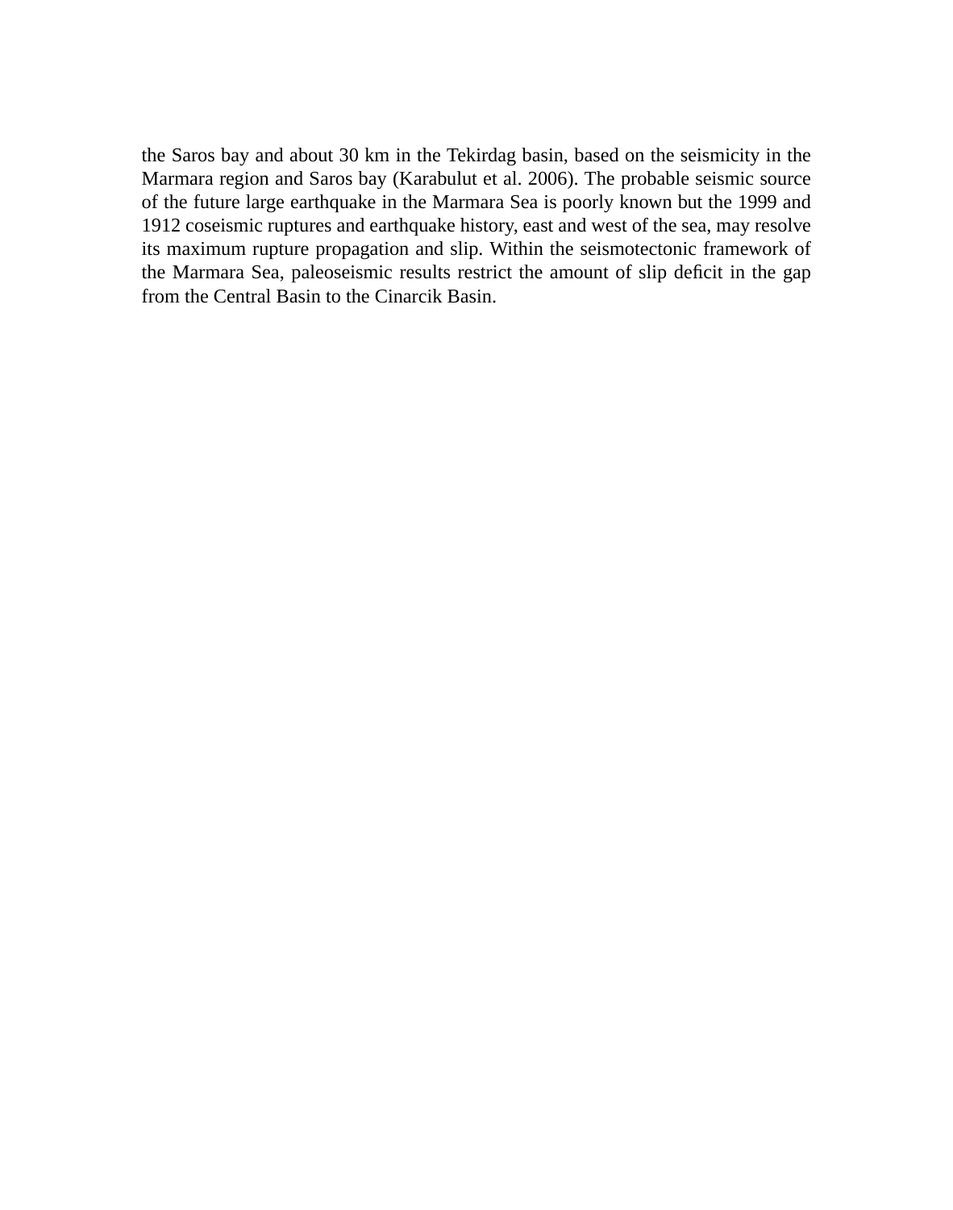the Saros bay and about 30 km in the Tekirdag basin, based on the seismicity in the Marmara region and Saros bay (Karabulut et al. 2006). The probable seismic source of the future large earthquake in the Marmara Sea is poorly known but the 1999 and 1912 coseismic ruptures and earthquake history, east and west of the sea, may resolve its maximum rupture propagation and slip. Within the seismotectonic framework of the Marmara Sea, paleoseismic results restrict the amount of slip deficit in the gap from the Central Basin to the Cinarcik Basin.